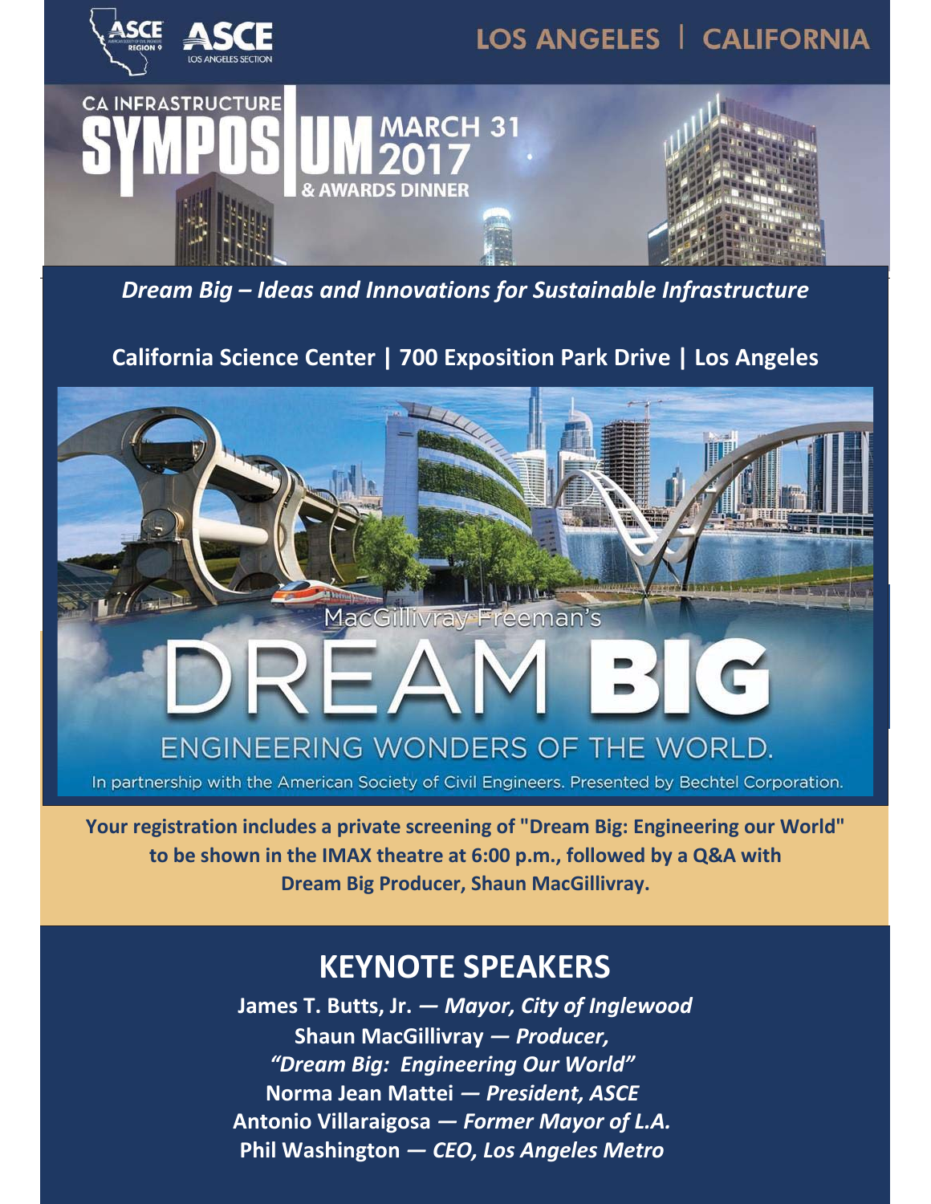ASCE REGION 9 | ASCE LOS ANGELES SECTION

LOS ANGELES | CALIFORNIA

# CA INFRASTRUCTURE SYMPOSIUM & AWARDS DINNER

## MARCH 31 2017

*Dream Big – Ideas and Innovations for Sustainable Infrastructure*

**California Science Center | 700 Exposition Park Drive | Los Angeles**

MacGillivray Freeman's

DREAM BIG

ENGINEERING WONDERS OF THE WORLD.

In partnership with the American Society of Civil Engineers. Presented by Bechtel Corporation.

**Your registration includes a private screening of "Dream Big: Engineering our World" to be shown in the IMAX theatre at 6:00 p.m., followed by a Q&A with Dream Big Producer, Shaun MacGillivray.**

## KEYNOTE SPEAKERS

**James T. Butts, Jr. —** ***Mayor, City of Inglewood***

**Shaun MacGillivray —** ***Producer, "Dream Big: Engineering Our World"***

**Norma Jean Mattei —** ***President, ASCE***

**Antonio Villaraigosa —** ***Former Mayor of L.A.***

**Phil Washington —** ***CEO, Los Angeles Metro***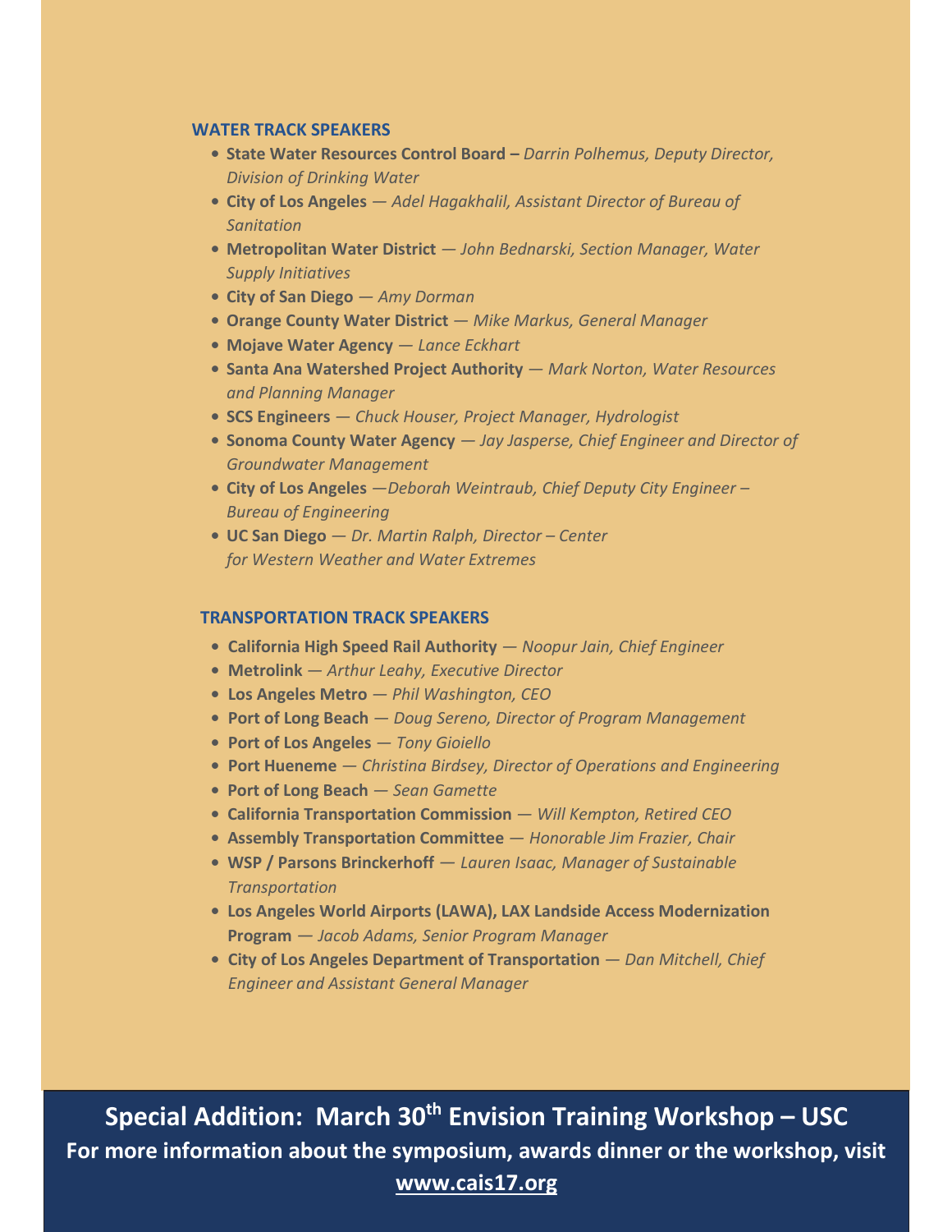### WATER TRACK SPEAKERS

- **State Water Resources Control Board –** *Darrin Polhemus, Deputy Director, Division of Drinking Water*
- **City of Los Angeles** — *Adel Hagakhalil, Assistant Director of Bureau of Sanitation*
- **Metropolitan Water District** — *John Bednarski, Section Manager, Water Supply Initiatives*
- **City of San Diego** — *Amy Dorman*
- **Orange County Water District** — *Mike Markus, General Manager*
- **Mojave Water Agency** — *Lance Eckhart*
- **Santa Ana Watershed Project Authority** — *Mark Norton, Water Resources and Planning Manager*
- **SCS Engineers** — *Chuck Houser, Project Manager, Hydrologist*
- **Sonoma County Water Agency** — *Jay Jasperse, Chief Engineer and Director of Groundwater Management*
- **City of Los Angeles** —*Deborah Weintraub, Chief Deputy City Engineer – Bureau of Engineering*
- **UC San Diego** — *Dr. Martin Ralph, Director – Center for Western Weather and Water Extremes*

### TRANSPORTATION TRACK SPEAKERS

- **California High Speed Rail Authority** — *Noopur Jain, Chief Engineer*
- **Metrolink** — *Arthur Leahy, Executive Director*
- **Los Angeles Metro** — *Phil Washington, CEO*
- **Port of Long Beach** — *Doug Sereno, Director of Program Management*
- **Port of Los Angeles** — *Tony Gioiello*
- **Port Hueneme** — *Christina Birdsey, Director of Operations and Engineering*
- **Port of Long Beach** — *Sean Gamette*
- **California Transportation Commission** — *Will Kempton, Retired CEO*
- **Assembly Transportation Committee** — *Honorable Jim Frazier, Chair*
- **WSP / Parsons Brinckerhoff** — *Lauren Isaac, Manager of Sustainable Transportation*
- **Los Angeles World Airports (LAWA), LAX Landside Access Modernization Program** — *Jacob Adams, Senior Program Manager*
- **City of Los Angeles Department of Transportation** — *Dan Mitchell, Chief Engineer and Assistant General Manager*

**Special Addition: March 30th Envision Training Workshop – USC**

**For more information about the symposium, awards dinner or the workshop, visit www.cais17.org**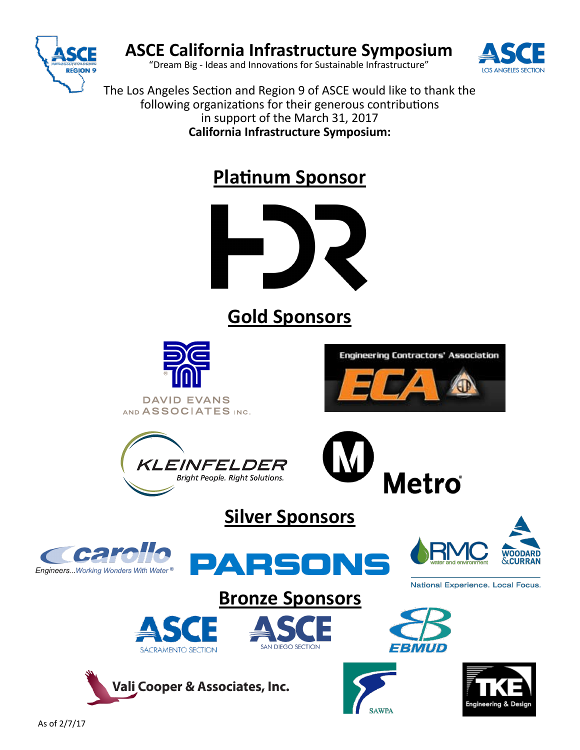# ASCE California Infrastructure Symposium

"Dream Big - Ideas and Innovations for Sustainable Infrastructure"

The Los Angeles Section and Region 9 of ASCE would like to thank the following organizations for their generous contributions in support of the March 31, 2017 **California Infrastructure Symposium:**

## Platinum Sponsor

HDR

## Gold Sponsors

DAVID EVANS AND ASSOCIATES INC.

Engineering Contractors' Association ECA

KLEINFELDER Bright People. Right Solutions.

Metro

## Silver Sponsors

carollo Engineers...Working Wonders With Water®

PARSONS

RMC water and environment / WOODARD & CURRAN — National Experience. Local Focus.

## Bronze Sponsors

ASCE SACRAMENTO SECTION

ASCE SAN DIEGO SECTION

EBMUD

Vali Cooper & Associates, Inc.

SAWPA

TKE Engineering & Design

As of 2/7/17